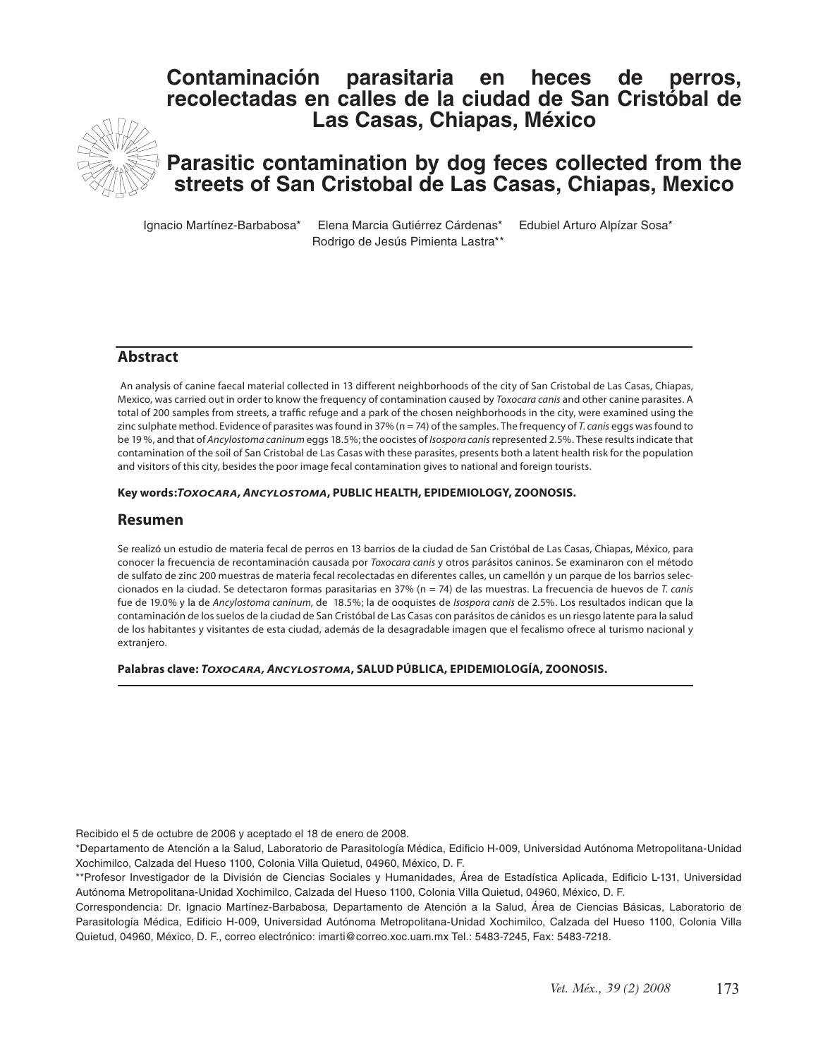# Contaminación parasitaria en heces de perros, recolectadas en calles de la ciudad de San Cristóbal de Las Casas, Chiapas, México

# Parasitic contamination by dog feces collected from the streets of San Cristobal de Las Casas, Chiapas, Mexico

Ignacio Martínez-Barbabosa* Elena Marcia Gutiérrez Cárdenas* Edubiel Arturo Alpízar Sosa*
Rodrigo de Jesús Pimienta Lastra**

## Abstract

An analysis of canine faecal material collected in 13 different neighborhoods of the city of San Cristobal de Las Casas, Chiapas, Mexico, was carried out in order to know the frequency of contamination caused by *Toxocara canis* and other canine parasites. A total of 200 samples from streets, a traffic refuge and a park of the chosen neighborhoods in the city, were examined using the zinc sulphate method. Evidence of parasites was found in 37% (n = 74) of the samples. The frequency of *T. canis* eggs was found to be 19 %, and that of *Ancylostoma caninum* eggs 18.5%; the oocistes of *Isospora canis* represented 2.5%. These results indicate that contamination of the soil of San Cristobal de Las Casas with these parasites, presents both a latent health risk for the population and visitors of this city, besides the poor image fecal contamination gives to national and foreign tourists.

**Key words:*Toxocara, Ancylostoma*, PUBLIC HEALTH, EPIDEMIOLOGY, ZOONOSIS.**

## Resumen

Se realizó un estudio de materia fecal de perros en 13 barrios de la ciudad de San Cristóbal de Las Casas, Chiapas, México, para conocer la frecuencia de recontaminación causada por *Toxocara canis* y otros parásitos caninos. Se examinaron con el método de sulfato de zinc 200 muestras de materia fecal recolectadas en diferentes calles, un camellón y un parque de los barrios seleccionados en la ciudad. Se detectaron formas parasitarias en 37% (n = 74) de las muestras. La frecuencia de huevos de *T. canis* fue de 19.0% y la de *Ancylostoma caninum*, de 18.5%; la de ooquistes de *Isospora canis* de 2.5%. Los resultados indican que la contaminación de los suelos de la ciudad de San Cristóbal de Las Casas con parásitos de cánidos es un riesgo latente para la salud de los habitantes y visitantes de esta ciudad, además de la desagradable imagen que el fecalismo ofrece al turismo nacional y extranjero.

**Palabras clave: *Toxocara, Ancylostoma*, SALUD PÚBLICA, EPIDEMIOLOGÍA, ZOONOSIS.**

Recibido el 5 de octubre de 2006 y aceptado el 18 de enero de 2008.

*Departamento de Atención a la Salud, Laboratorio de Parasitología Médica, Edificio H-009, Universidad Autónoma Metropolitana-Unidad Xochimilco, Calzada del Hueso 1100, Colonia Villa Quietud, 04960, México, D. F.

**Profesor Investigador de la División de Ciencias Sociales y Humanidades, Área de Estadística Aplicada, Edificio L-131, Universidad Autónoma Metropolitana-Unidad Xochimilco, Calzada del Hueso 1100, Colonia Villa Quietud, 04960, México, D. F.

Correspondencia: Dr. Ignacio Martínez-Barbabosa, Departamento de Atención a la Salud, Área de Ciencias Básicas, Laboratorio de Parasitología Médica, Edificio H-009, Universidad Autónoma Metropolitana-Unidad Xochimilco, Calzada del Hueso 1100, Colonia Villa Quietud, 04960, México, D. F., correo electrónico: imarti@correo.xoc.uam.mx Tel.: 5483-7245, Fax: 5483-7218.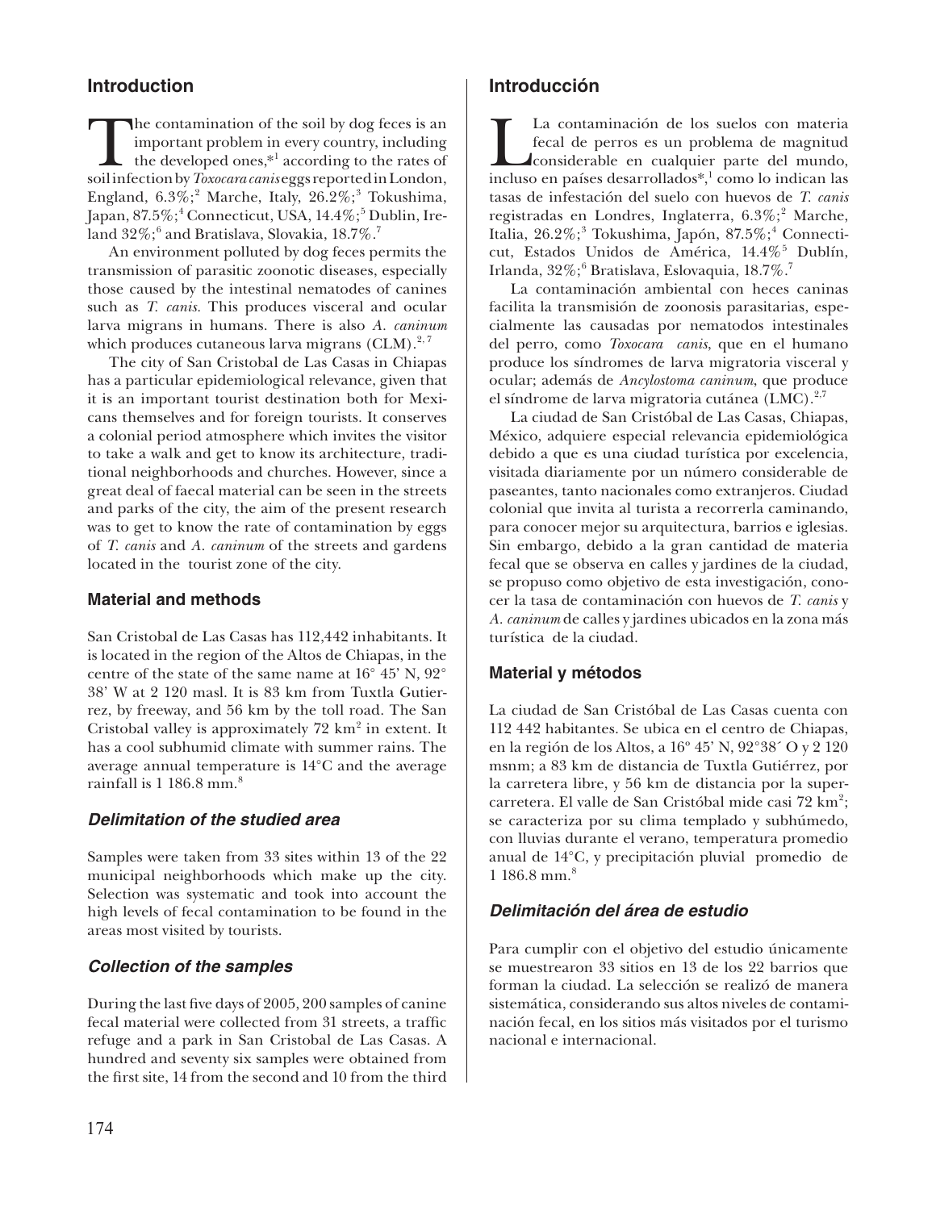## Introduction

The contamination of the soil by dog feces is an important problem in every country, including the developed ones,*[1] according to the rates of soil infection by *Toxocara canis* eggs reported in London, England, 6.3%;[2] Marche, Italy, 26.2%;[3] Tokushima, Japan, 87.5%;[4] Connecticut, USA, 14.4%;[5] Dublin, Ireland 32%;[6] and Bratislava, Slovakia, 18.7%.[7]

An environment polluted by dog feces permits the transmission of parasitic zoonotic diseases, especially those caused by the intestinal nematodes of canines such as *T. canis.* This produces visceral and ocular larva migrans in humans. There is also *A. caninum* which produces cutaneous larva migrans (CLM).[2, 7]

The city of San Cristobal de Las Casas in Chiapas has a particular epidemiological relevance, given that it is an important tourist destination both for Mexicans themselves and for foreign tourists. It conserves a colonial period atmosphere which invites the visitor to take a walk and get to know its architecture, traditional neighborhoods and churches. However, since a great deal of faecal material can be seen in the streets and parks of the city, the aim of the present research was to get to know the rate of contamination by eggs of *T. canis* and *A. caninum* of the streets and gardens located in the tourist zone of the city.

## Material and methods

San Cristobal de Las Casas has 112,442 inhabitants. It is located in the region of the Altos de Chiapas, in the centre of the state of the same name at 16° 45' N, 92° 38' W at 2 120 masl. It is 83 km from Tuxtla Gutierrez, by freeway, and 56 km by the toll road. The San Cristobal valley is approximately 72 km$^2$ in extent. It has a cool subhumid climate with summer rains. The average annual temperature is 14°C and the average rainfall is 1 186.8 mm.[8]

### Delimitation of the studied area

Samples were taken from 33 sites within 13 of the 22 municipal neighborhoods which make up the city. Selection was systematic and took into account the high levels of fecal contamination to be found in the areas most visited by tourists.

### Collection of the samples

During the last five days of 2005, 200 samples of canine fecal material were collected from 31 streets, a traffic refuge and a park in San Cristobal de Las Casas. A hundred and seventy six samples were obtained from the first site, 14 from the second and 10 from the third

## Introducción

La contaminación de los suelos con materia fecal de perros es un problema de magnitud considerable en cualquier parte del mundo, incluso en países desarrollados*,[1] como lo indican las tasas de infestación del suelo con huevos de *T. canis* registradas en Londres, Inglaterra, 6.3%;[2] Marche, Italia, 26.2%;[3] Tokushima, Japón, 87.5%;[4] Connecticut, Estados Unidos de América, 14.4%[5] Dublín, Irlanda, 32%;[6] Bratislava, Eslovaquia, 18.7%.[7]

La contaminación ambiental con heces caninas facilita la transmisión de zoonosis parasitarias, especialmente las causadas por nematodos intestinales del perro, como *Toxocara canis*, que en el humano produce los síndromes de larva migratoria visceral y ocular; además de *Ancylostoma caninum*, que produce el síndrome de larva migratoria cutánea (LMC).[2,7]

La ciudad de San Cristóbal de Las Casas, Chiapas, México, adquiere especial relevancia epidemiológica debido a que es una ciudad turística por excelencia, visitada diariamente por un número considerable de paseantes, tanto nacionales como extranjeros. Ciudad colonial que invita al turista a recorrerla caminando, para conocer mejor su arquitectura, barrios e iglesias. Sin embargo, debido a la gran cantidad de materia fecal que se observa en calles y jardines de la ciudad, se propuso como objetivo de esta investigación, conocer la tasa de contaminación con huevos de *T. canis* y *A. caninum* de calles y jardines ubicados en la zona más turística de la ciudad.

## Material y métodos

La ciudad de San Cristóbal de Las Casas cuenta con 112 442 habitantes. Se ubica en el centro de Chiapas, en la región de los Altos, a 16º 45' N, 92°38´ O y 2 120 msnm; a 83 km de distancia de Tuxtla Gutiérrez, por la carretera libre, y 56 km de distancia por la supercarretera. El valle de San Cristóbal mide casi 72 km$^2$; se caracteriza por su clima templado y subhúmedo, con lluvias durante el verano, temperatura promedio anual de 14°C, y precipitación pluvial promedio de 1 186.8 mm.[8]

### Delimitación del área de estudio

Para cumplir con el objetivo del estudio únicamente se muestrearon 33 sitios en 13 de los 22 barrios que forman la ciudad. La selección se realizó de manera sistemática, considerando sus altos niveles de contaminación fecal, en los sitios más visitados por el turismo nacional e internacional.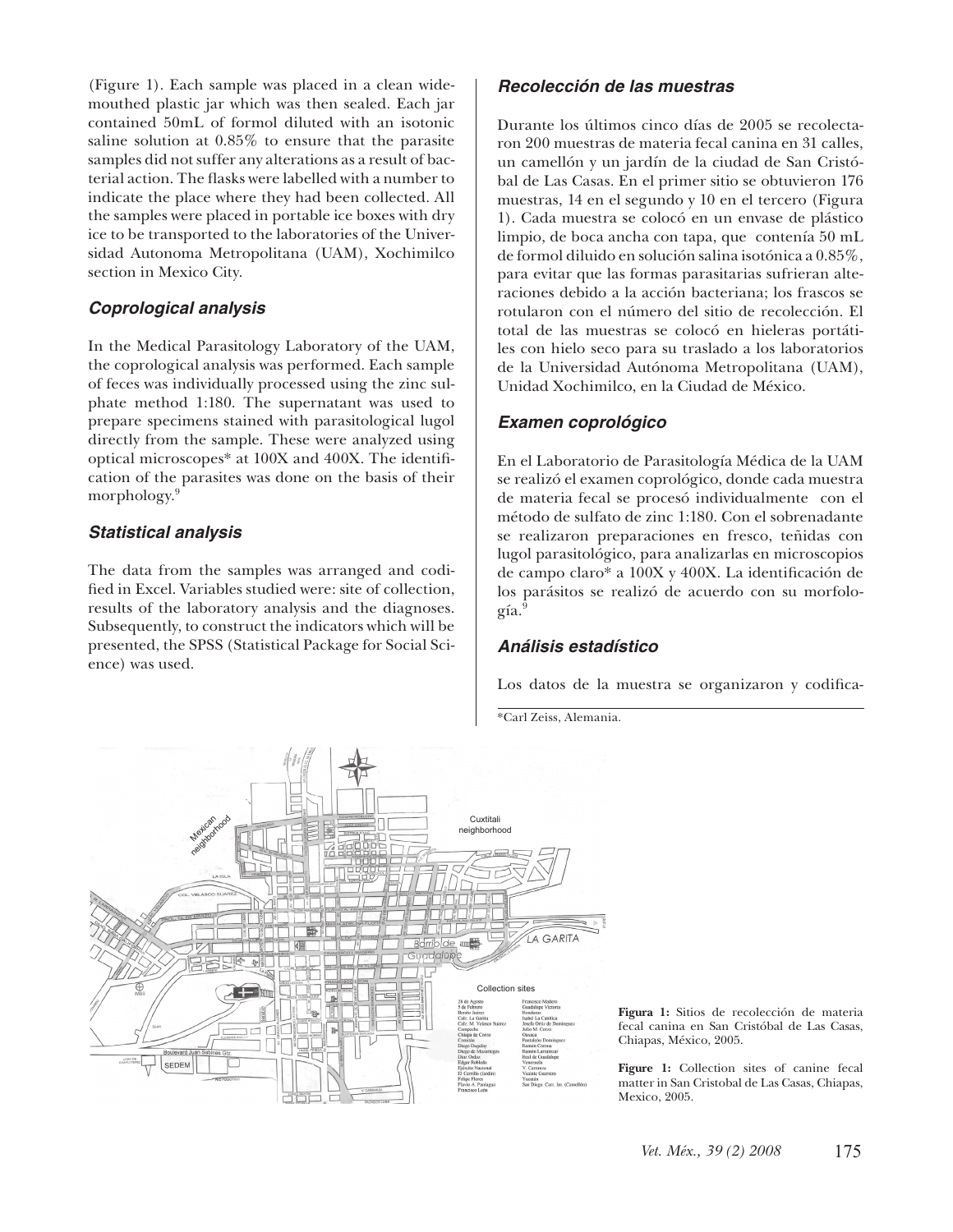(Figure 1). Each sample was placed in a clean wide-mouthed plastic jar which was then sealed. Each jar contained 50mL of formol diluted with an isotonic saline solution at 0.85% to ensure that the parasite samples did not suffer any alterations as a result of bacterial action. The flasks were labelled with a number to indicate the place where they had been collected. All the samples were placed in portable ice boxes with dry ice to be transported to the laboratories of the Universidad Autonoma Metropolitana (UAM), Xochimilco section in Mexico City.

### *Coprological analysis*

In the Medical Parasitology Laboratory of the UAM, the coprological analysis was performed. Each sample of feces was individually processed using the zinc sulphate method 1:180. The supernatant was used to prepare specimens stained with parasitological lugol directly from the sample. These were analyzed using optical microscopes* at 100X and 400X. The identification of the parasites was done on the basis of their morphology.[9]

### *Statistical analysis*

The data from the samples was arranged and codified in Excel. Variables studied were: site of collection, results of the laboratory analysis and the diagnoses. Subsequently, to construct the indicators which will be presented, the SPSS (Statistical Package for Social Science) was used.

### *Recolección de las muestras*

Durante los últimos cinco días de 2005 se recolectaron 200 muestras de materia fecal canina en 31 calles, un camellón y un jardín de la ciudad de San Cristóbal de Las Casas. En el primer sitio se obtuvieron 176 muestras, 14 en el segundo y 10 en el tercero (Figura 1). Cada muestra se colocó en un envase de plástico limpio, de boca ancha con tapa, que contenía 50 mL de formol diluido en solución salina isotónica a 0.85%, para evitar que las formas parasitarias sufrieran alteraciones debido a la acción bacteriana; los frascos se rotularon con el número del sitio de recolección. El total de las muestras se colocó en hieleras portátiles con hielo seco para su traslado a los laboratorios de la Universidad Autónoma Metropolitana (UAM), Unidad Xochimilco, en la Ciudad de México.

### *Examen coprológico*

En el Laboratorio de Parasitología Médica de la UAM se realizó el examen coprológico, donde cada muestra de materia fecal se procesó individualmente con el método de sulfato de zinc 1:180. Con el sobrenadante se realizaron preparaciones en fresco, teñidas con lugol parasitológico, para analizarlas en microscopios de campo claro* a 100X y 400X. La identificación de los parásitos se realizó de acuerdo con su morfología.[9]

### *Análisis estadístico*

Los datos de la muestra se organizaron y codifica-

*Carl Zeiss, Alemania.

**Figura 1:** Sitios de recolección de materia fecal canina en San Cristóbal de Las Casas, Chiapas, México, 2005.

**Figure 1:** Collection sites of canine fecal matter in San Cristobal de Las Casas, Chiapas, Mexico, 2005.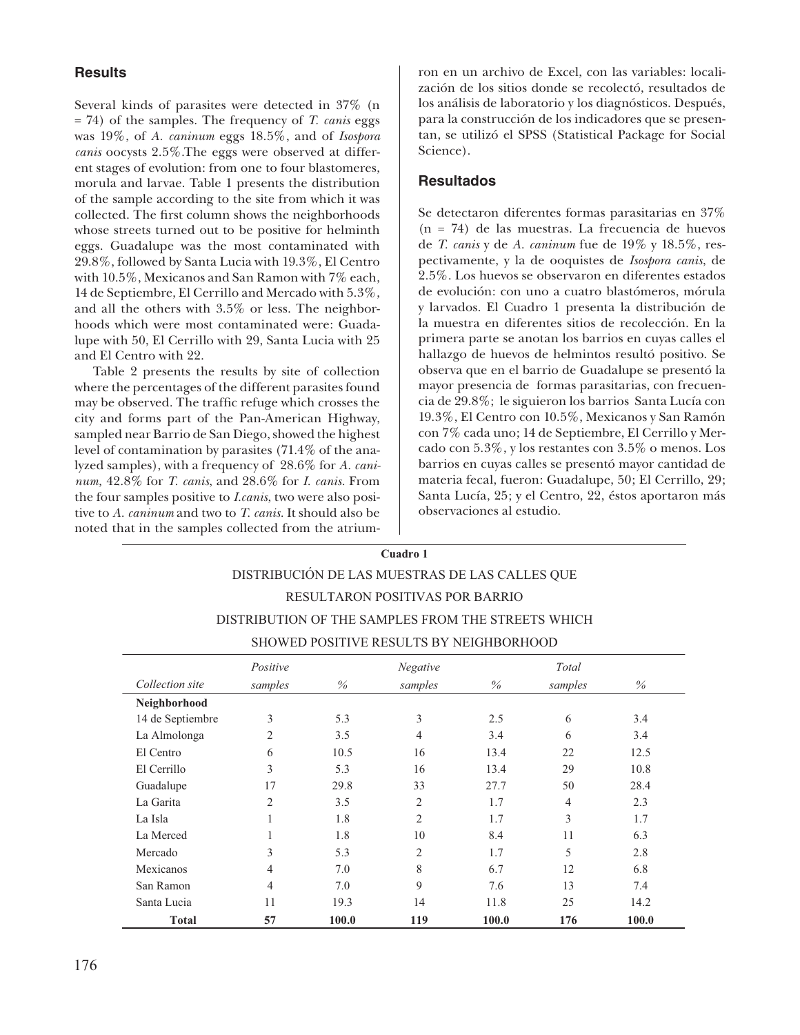## Results

Several kinds of parasites were detected in 37% (n = 74) of the samples. The frequency of *T. canis* eggs was 19%, of *A. caninum* eggs 18.5%, and of *Isospora canis* oocysts 2.5%.The eggs were observed at different stages of evolution: from one to four blastomeres, morula and larvae. Table 1 presents the distribution of the sample according to the site from which it was collected. The first column shows the neighborhoods whose streets turned out to be positive for helminth eggs. Guadalupe was the most contaminated with 29.8%, followed by Santa Lucia with 19.3%, El Centro with 10.5%, Mexicanos and San Ramon with 7% each, 14 de Septiembre, El Cerrillo and Mercado with 5.3%, and all the others with 3.5% or less. The neighborhoods which were most contaminated were: Guadalupe with 50, El Cerrillo with 29, Santa Lucia with 25 and El Centro with 22.

Table 2 presents the results by site of collection where the percentages of the different parasites found may be observed. The traffic refuge which crosses the city and forms part of the Pan-American Highway, sampled near Barrio de San Diego, showed the highest level of contamination by parasites (71.4% of the analyzed samples), with a frequency of 28.6% for *A. caninum,* 42.8% for *T. canis*, and 28.6% for *I. canis*. From the four samples positive to *I.canis*, two were also positive to *A. caninum* and two to *T. canis*. It should also be noted that in the samples collected from the atrium-

ron en un archivo de Excel, con las variables: localización de los sitios donde se recolectó, resultados de los análisis de laboratorio y los diagnósticos. Después, para la construcción de los indicadores que se presentan, se utilizó el SPSS (Statistical Package for Social Science).

## Resultados

Se detectaron diferentes formas parasitarias en 37% (n = 74) de las muestras. La frecuencia de huevos de *T. canis* y de *A. caninum* fue de 19% y 18.5%, respectivamente, y la de ooquistes de *Isospora canis*, de 2.5%. Los huevos se observaron en diferentes estados de evolución: con uno a cuatro blastómeros, mórula y larvados. El Cuadro 1 presenta la distribución de la muestra en diferentes sitios de recolección. En la primera parte se anotan los barrios en cuyas calles el hallazgo de huevos de helmintos resultó positivo. Se observa que en el barrio de Guadalupe se presentó la mayor presencia de formas parasitarias, con frecuencia de 29.8%; le siguieron los barrios Santa Lucía con 19.3%, El Centro con 10.5%, Mexicanos y San Ramón con 7% cada uno; 14 de Septiembre, El Cerrillo y Mercado con 5.3%, y los restantes con 3.5% o menos. Los barrios en cuyas calles se presentó mayor cantidad de materia fecal, fueron: Guadalupe, 50; El Cerrillo, 29; Santa Lucía, 25; y el Centro, 22, éstos aportaron más observaciones al estudio.

**Cuadro 1**

DISTRIBUCIÓN DE LAS MUESTRAS DE LAS CALLES QUE RESULTARON POSITIVAS POR BARRIO

DISTRIBUTION OF THE SAMPLES FROM THE STREETS WHICH SHOWED POSITIVE RESULTS BY NEIGHBORHOOD

| *Collection site* | *Positive samples* | *%* | *Negative samples* | *%* | *Total samples* | *%* |
|---|---|---|---|---|---|---|
| **Neighborhood** | | | | | | |
| 14 de Septiembre | 3 | 5.3 | 3 | 2.5 | 6 | 3.4 |
| La Almolonga | 2 | 3.5 | 4 | 3.4 | 6 | 3.4 |
| El Centro | 6 | 10.5 | 16 | 13.4 | 22 | 12.5 |
| El Cerrillo | 3 | 5.3 | 16 | 13.4 | 29 | 10.8 |
| Guadalupe | 17 | 29.8 | 33 | 27.7 | 50 | 28.4 |
| La Garita | 2 | 3.5 | 2 | 1.7 | 4 | 2.3 |
| La Isla | 1 | 1.8 | 2 | 1.7 | 3 | 1.7 |
| La Merced | 1 | 1.8 | 10 | 8.4 | 11 | 6.3 |
| Mercado | 3 | 5.3 | 2 | 1.7 | 5 | 2.8 |
| Mexicanos | 4 | 7.0 | 8 | 6.7 | 12 | 6.8 |
| San Ramon | 4 | 7.0 | 9 | 7.6 | 13 | 7.4 |
| Santa Lucia | 11 | 19.3 | 14 | 11.8 | 25 | 14.2 |
| **Total** | **57** | **100.0** | **119** | **100.0** | **176** | **100.0** |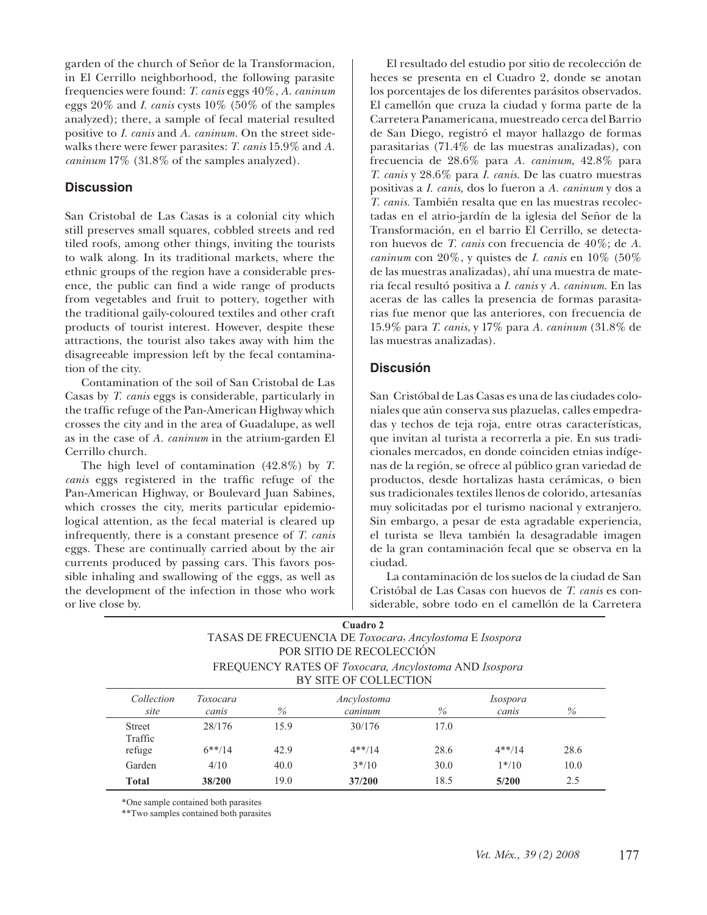garden of the church of Señor de la Transformacion, in El Cerrillo neighborhood, the following parasite frequencies were found: *T. canis* eggs 40%, *A. caninum* eggs 20% and *I. canis* cysts 10% (50% of the samples analyzed); there, a sample of fecal material resulted positive to *I. canis* and *A. caninum*. On the street sidewalks there were fewer parasites: *T. canis* 15.9% and *A. caninum* 17% (31.8% of the samples analyzed).

## Discussion

San Cristobal de Las Casas is a colonial city which still preserves small squares, cobbled streets and red tiled roofs, among other things, inviting the tourists to walk along. In its traditional markets, where the ethnic groups of the region have a considerable presence, the public can find a wide range of products from vegetables and fruit to pottery, together with the traditional gaily-coloured textiles and other craft products of tourist interest. However, despite these attractions, the tourist also takes away with him the disagreeable impression left by the fecal contamination of the city.

Contamination of the soil of San Cristobal de Las Casas by *T. canis* eggs is considerable, particularly in the traffic refuge of the Pan-American Highway which crosses the city and in the area of Guadalupe, as well as in the case of *A. caninum* in the atrium-garden El Cerrillo church.

The high level of contamination (42.8%) by *T. canis* eggs registered in the traffic refuge of the Pan-American Highway, or Boulevard Juan Sabines, which crosses the city, merits particular epidemiological attention, as the fecal material is cleared up infrequently, there is a constant presence of *T. canis* eggs. These are continually carried about by the air currents produced by passing cars. This favors possible inhaling and swallowing of the eggs, as well as the development of the infection in those who work or live close by.

El resultado del estudio por sitio de recolección de heces se presenta en el Cuadro 2, donde se anotan los porcentajes de los diferentes parásitos observados. El camellón que cruza la ciudad y forma parte de la Carretera Panamericana, muestreado cerca del Barrio de San Diego, registró el mayor hallazgo de formas parasitarias (71.4% de las muestras analizadas), con frecuencia de 28.6% para *A. caninum*, 42.8% para *T. canis* y 28.6% para *I. canis*. De las cuatro muestras positivas a *I. canis,* dos lo fueron a *A. caninum* y dos a *T. canis*. También resalta que en las muestras recolectadas en el atrio-jardín de la iglesia del Señor de la Transformación, en el barrio El Cerrillo, se detectaron huevos de *T. canis* con frecuencia de 40%; de *A. caninum* con 20%, y quistes de *I. canis* en 10% (50% de las muestras analizadas), ahí una muestra de materia fecal resultó positiva a *I. canis* y *A. caninum*. En las aceras de las calles la presencia de formas parasitarias fue menor que las anteriores, con frecuencia de 15.9% para *T. canis*, y 17% para *A. caninum* (31.8% de las muestras analizadas).

## Discusión

San Cristóbal de Las Casas es una de las ciudades coloniales que aún conserva sus plazuelas, calles empedradas y techos de teja roja, entre otras características, que invitan al turista a recorrerla a pie. En sus tradicionales mercados, en donde coinciden etnias indígenas de la región, se ofrece al público gran variedad de productos, desde hortalizas hasta cerámicas, o bien sus tradicionales textiles llenos de colorido, artesanías muy solicitadas por el turismo nacional y extranjero. Sin embargo, a pesar de esta agradable experiencia, el turista se lleva también la desagradable imagen de la gran contaminación fecal que se observa en la ciudad.

La contaminación de los suelos de la ciudad de San Cristóbal de Las Casas con huevos de *T. canis* es considerable, sobre todo en el camellón de la Carretera

**Cuadro 2**
TASAS DE FRECUENCIA DE *Toxocara*, *Ancylostoma* E *Isospora* POR SITIO DE RECOLECCIÓN
FREQUENCY RATES OF *Toxocara, Ancylostoma* AND *Isospora* BY SITE OF COLLECTION

| *Collection site* | *Toxocara canis* | *%* | *Ancylostoma caninum* | *%* | *Isospora canis* | *%* |
|---|---|---|---|---|---|---|
| Street | 28/176 | 15.9 | 30/176 | 17.0 | | |
| Traffic refuge | 6**/14 | 42.9 | 4**/14 | 28.6 | 4**/14 | 28.6 |
| Garden | 4/10 | 40.0 | 3*/10 | 30.0 | 1*/10 | 10.0 |
| **Total** | **38/200** | 19.0 | **37/200** | 18.5 | **5/200** | 2.5 |

*One sample contained both parasites

**Two samples contained both parasites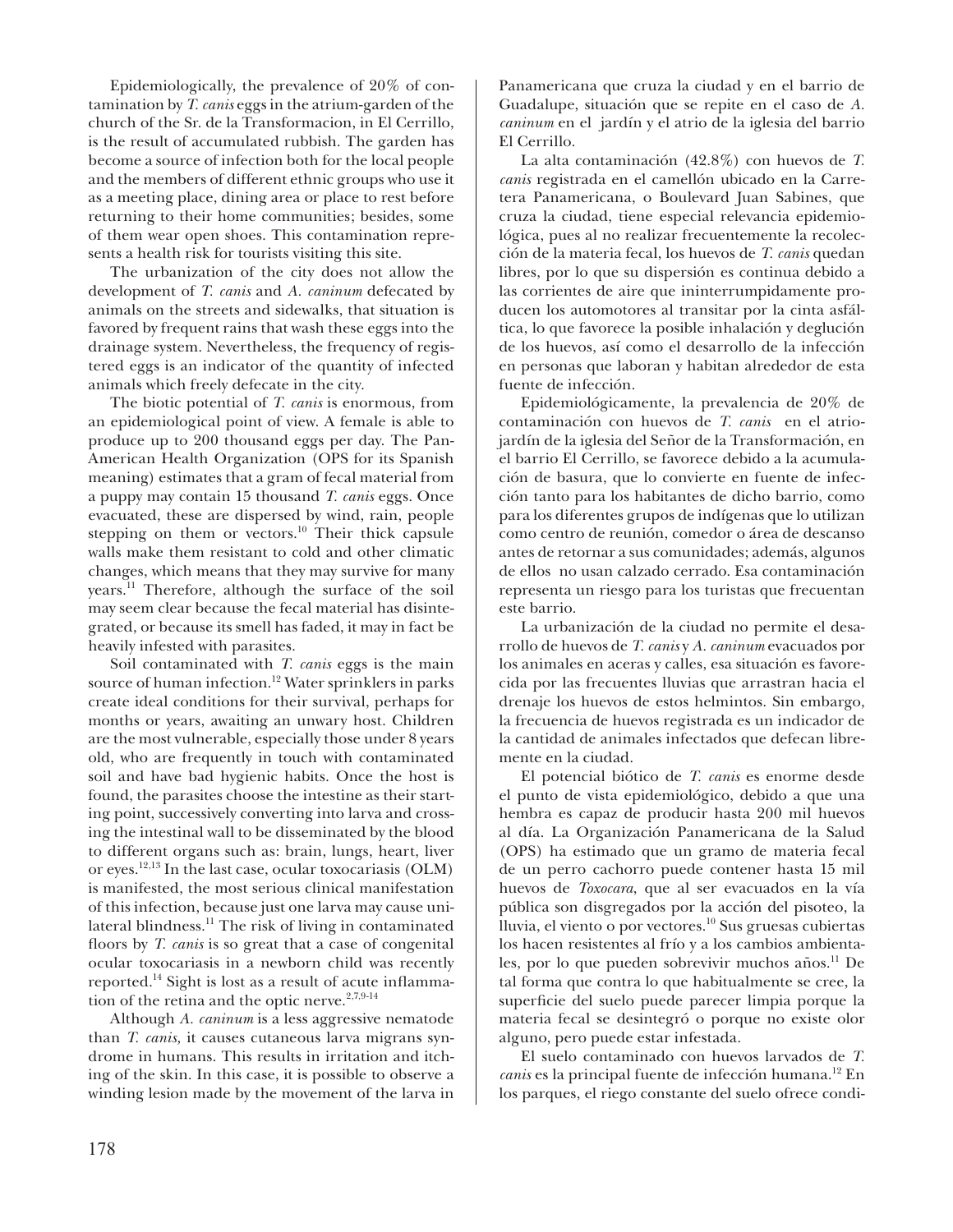Epidemiologically, the prevalence of 20% of contamination by *T. canis* eggs in the atrium-garden of the church of the Sr. de la Transformacion, in El Cerrillo, is the result of accumulated rubbish. The garden has become a source of infection both for the local people and the members of different ethnic groups who use it as a meeting place, dining area or place to rest before returning to their home communities; besides, some of them wear open shoes. This contamination represents a health risk for tourists visiting this site.

The urbanization of the city does not allow the development of *T. canis* and *A. caninum* defecated by animals on the streets and sidewalks, that situation is favored by frequent rains that wash these eggs into the drainage system. Nevertheless, the frequency of registered eggs is an indicator of the quantity of infected animals which freely defecate in the city.

The biotic potential of *T. canis* is enormous, from an epidemiological point of view. A female is able to produce up to 200 thousand eggs per day. The Pan-American Health Organization (OPS for its Spanish meaning) estimates that a gram of fecal material from a puppy may contain 15 thousand *T. canis* eggs. Once evacuated, these are dispersed by wind, rain, people stepping on them or vectors.[10] Their thick capsule walls make them resistant to cold and other climatic changes, which means that they may survive for many years.[11] Therefore, although the surface of the soil may seem clear because the fecal material has disintegrated, or because its smell has faded, it may in fact be heavily infested with parasites.

Soil contaminated with *T. canis* eggs is the main source of human infection.[12] Water sprinklers in parks create ideal conditions for their survival, perhaps for months or years, awaiting an unwary host. Children are the most vulnerable, especially those under 8 years old, who are frequently in touch with contaminated soil and have bad hygienic habits. Once the host is found, the parasites choose the intestine as their starting point, successively converting into larva and crossing the intestinal wall to be disseminated by the blood to different organs such as: brain, lungs, heart, liver or eyes.[12,13] In the last case, ocular toxocariasis (OLM) is manifested, the most serious clinical manifestation of this infection, because just one larva may cause unilateral blindness.[11] The risk of living in contaminated floors by *T. canis* is so great that a case of congenital ocular toxocariasis in a newborn child was recently reported.[14] Sight is lost as a result of acute inflammation of the retina and the optic nerve.[2,7,9-14]

Although *A. caninum* is a less aggressive nematode than *T. canis,* it causes cutaneous larva migrans syndrome in humans. This results in irritation and itching of the skin. In this case, it is possible to observe a winding lesion made by the movement of the larva in

Panamericana que cruza la ciudad y en el barrio de Guadalupe, situación que se repite en el caso de *A. caninum* en el jardín y el atrio de la iglesia del barrio El Cerrillo.

La alta contaminación (42.8%) con huevos de *T. canis* registrada en el camellón ubicado en la Carretera Panamericana, o Boulevard Juan Sabines, que cruza la ciudad, tiene especial relevancia epidemiológica, pues al no realizar frecuentemente la recolección de la materia fecal, los huevos de *T. canis* quedan libres, por lo que su dispersión es continua debido a las corrientes de aire que ininterrumpidamente producen los automotores al transitar por la cinta asfáltica, lo que favorece la posible inhalación y deglución de los huevos, así como el desarrollo de la infección en personas que laboran y habitan alrededor de esta fuente de infección.

Epidemiológicamente, la prevalencia de 20% de contaminación con huevos de *T. canis* en el atrio-jardín de la iglesia del Señor de la Transformación, en el barrio El Cerrillo, se favorece debido a la acumulación de basura, que lo convierte en fuente de infección tanto para los habitantes de dicho barrio, como para los diferentes grupos de indígenas que lo utilizan como centro de reunión, comedor o área de descanso antes de retornar a sus comunidades; además, algunos de ellos no usan calzado cerrado. Esa contaminación representa un riesgo para los turistas que frecuentan este barrio.

La urbanización de la ciudad no permite el desarrollo de huevos de *T. canis* y *A. caninum* evacuados por los animales en aceras y calles, esa situación es favorecida por las frecuentes lluvias que arrastran hacia el drenaje los huevos de estos helmintos. Sin embargo, la frecuencia de huevos registrada es un indicador de la cantidad de animales infectados que defecan libremente en la ciudad.

El potencial biótico de *T. canis* es enorme desde el punto de vista epidemiológico, debido a que una hembra es capaz de producir hasta 200 mil huevos al día. La Organización Panamericana de la Salud (OPS) ha estimado que un gramo de materia fecal de un perro cachorro puede contener hasta 15 mil huevos de *Toxocara*, que al ser evacuados en la vía pública son disgregados por la acción del pisoteo, la lluvia, el viento o por vectores.[10] Sus gruesas cubiertas los hacen resistentes al frío y a los cambios ambientales, por lo que pueden sobrevivir muchos años.[11] De tal forma que contra lo que habitualmente se cree, la superficie del suelo puede parecer limpia porque la materia fecal se desintegró o porque no existe olor alguno, pero puede estar infestada.

El suelo contaminado con huevos larvados de *T. canis* es la principal fuente de infección humana.[12] En los parques, el riego constante del suelo ofrece condi-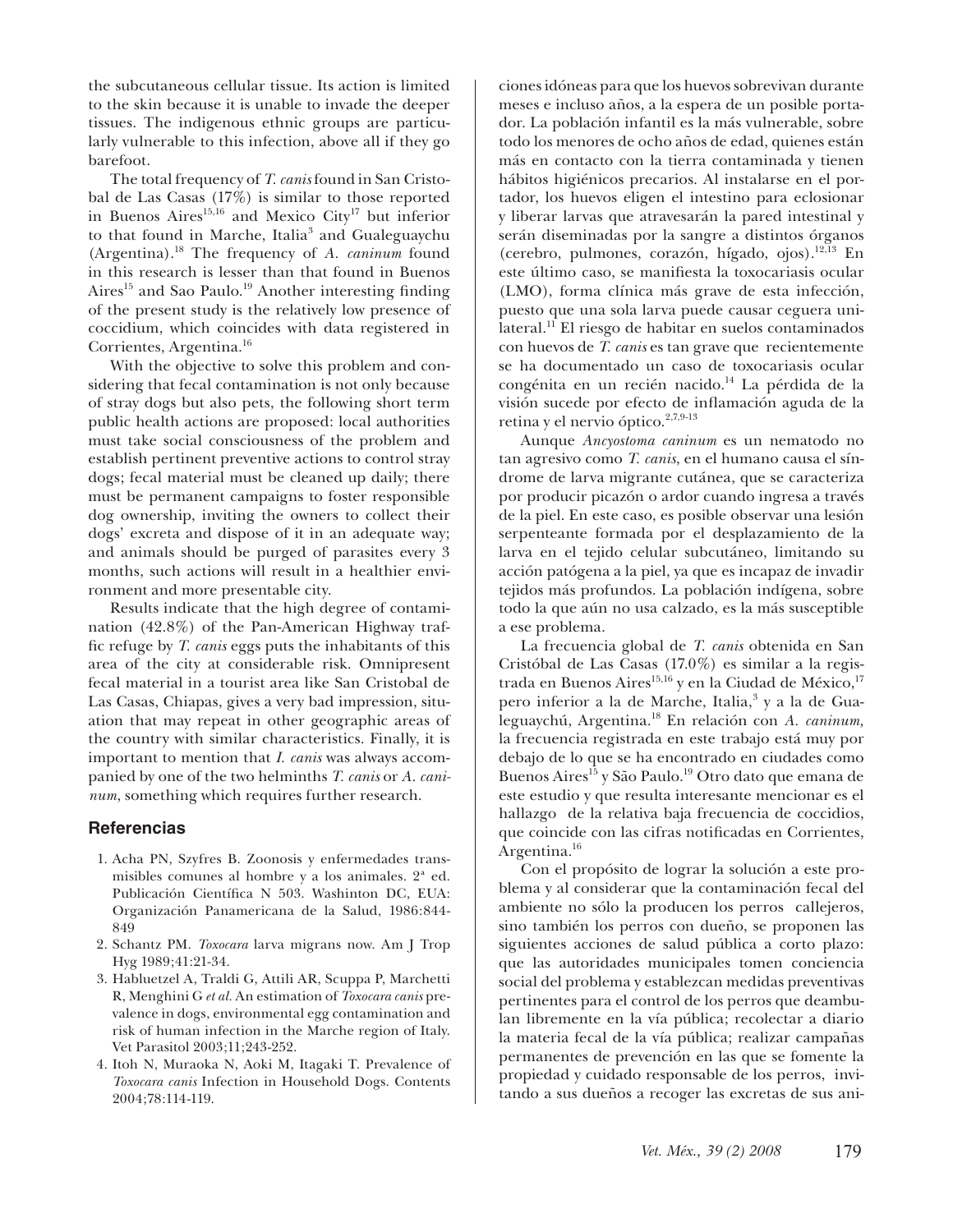the subcutaneous cellular tissue. Its action is limited to the skin because it is unable to invade the deeper tissues. The indigenous ethnic groups are particularly vulnerable to this infection, above all if they go barefoot.

The total frequency of *T. canis* found in San Cristobal de Las Casas (17%) is similar to those reported in Buenos Aires[15,16] and Mexico City[17] but inferior to that found in Marche, Italia[3] and Gualeguaychu (Argentina).[18] The frequency of *A. caninum* found in this research is lesser than that found in Buenos Aires[15] and Sao Paulo.[19] Another interesting finding of the present study is the relatively low presence of coccidium, which coincides with data registered in Corrientes, Argentina.[16]

With the objective to solve this problem and considering that fecal contamination is not only because of stray dogs but also pets, the following short term public health actions are proposed: local authorities must take social consciousness of the problem and establish pertinent preventive actions to control stray dogs; fecal material must be cleaned up daily; there must be permanent campaigns to foster responsible dog ownership, inviting the owners to collect their dogs' excreta and dispose of it in an adequate way; and animals should be purged of parasites every 3 months, such actions will result in a healthier environment and more presentable city.

Results indicate that the high degree of contamination (42.8%) of the Pan-American Highway traffic refuge by *T. canis* eggs puts the inhabitants of this area of the city at considerable risk. Omnipresent fecal material in a tourist area like San Cristobal de Las Casas, Chiapas, gives a very bad impression, situation that may repeat in other geographic areas of the country with similar characteristics. Finally, it is important to mention that *I. canis* was always accompanied by one of the two helminths *T. canis* or *A. caninum*, something which requires further research.

## Referencias

1. Acha PN, Szyfres B. Zoonosis y enfermedades transmisibles comunes al hombre y a los animales. 2ª ed. Publicación Científica N 503. Washinton DC, EUA: Organización Panamericana de la Salud, 1986:844-849
2. Schantz PM. *Toxocara* larva migrans now. Am J Trop Hyg 1989;41:21-34.
3. Habluetzel A, Traldi G, Attili AR, Scuppa P, Marchetti R, Menghini G *et al*. An estimation of *Toxocara canis* prevalence in dogs, environmental egg contamination and risk of human infection in the Marche region of Italy. Vet Parasitol 2003;11;243-252.
4. Itoh N, Muraoka N, Aoki M, Itagaki T. Prevalence of *Toxocara canis* Infection in Household Dogs. Contents 2004;78:114-119.

ciones idóneas para que los huevos sobrevivan durante meses e incluso años, a la espera de un posible portador. La población infantil es la más vulnerable, sobre todo los menores de ocho años de edad, quienes están más en contacto con la tierra contaminada y tienen hábitos higiénicos precarios. Al instalarse en el portador, los huevos eligen el intestino para eclosionar y liberar larvas que atravesarán la pared intestinal y serán diseminadas por la sangre a distintos órganos (cerebro, pulmones, corazón, hígado, ojos).[12,13] En este último caso, se manifiesta la toxocariasis ocular (LMO), forma clínica más grave de esta infección, puesto que una sola larva puede causar ceguera unilateral.[11] El riesgo de habitar en suelos contaminados con huevos de *T. canis* es tan grave que recientemente se ha documentado un caso de toxocariasis ocular congénita en un recién nacido.[14] La pérdida de la visión sucede por efecto de inflamación aguda de la retina y el nervio óptico.[2,7,9-13]

Aunque *Ancyostoma caninum* es un nematodo no tan agresivo como *T. canis*, en el humano causa el síndrome de larva migrante cutánea, que se caracteriza por producir picazón o ardor cuando ingresa a través de la piel. En este caso, es posible observar una lesión serpenteante formada por el desplazamiento de la larva en el tejido celular subcutáneo, limitando su acción patógena a la piel, ya que es incapaz de invadir tejidos más profundos. La población indígena, sobre todo la que aún no usa calzado, es la más susceptible a ese problema.

La frecuencia global de *T. canis* obtenida en San Cristóbal de Las Casas (17.0%) es similar a la registrada en Buenos Aires[15,16] y en la Ciudad de México,[17] pero inferior a la de Marche, Italia,[3] y a la de Gualeguaychú, Argentina.[18] En relación con *A. caninum*, la frecuencia registrada en este trabajo está muy por debajo de lo que se ha encontrado en ciudades como Buenos Aires[15] y São Paulo.[19] Otro dato que emana de este estudio y que resulta interesante mencionar es el hallazgo de la relativa baja frecuencia de coccidios, coincide con las cifras notificadas en Corrientes, Argentina.[16]

Con el propósito de lograr la solución a este problema y al considerar que la contaminación fecal del ambiente no sólo la producen los perros callejeros, sino también los perros con dueño, se proponen las siguientes acciones de salud pública a corto plazo: que las autoridades municipales tomen conciencia social del problema y establezcan medidas preventivas pertinentes para el control de los perros que deambulan libremente en la vía pública; recolectar a diario la materia fecal de la vía pública; realizar campañas permanentes de prevención en las que se fomente la propiedad y cuidado responsable de los perros, invitando a sus dueños a recoger las excretas de sus ani-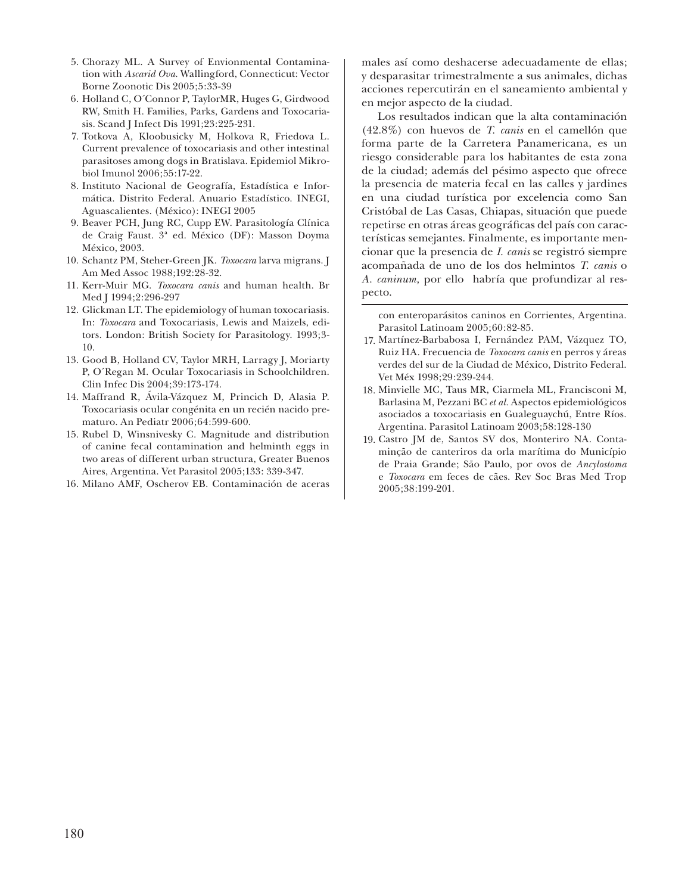5. Chorazy ML. A Survey of Envionmental Contamination with *Ascarid Ova*. Wallingford, Connecticut: Vector Borne Zoonotic Dis 2005;5:33-39
6. Holland C, O´Connor P, TaylorMR, Huges G, Girdwood RW, Smith H. Families, Parks, Gardens and Toxocariasis. Scand J Infect Dis 1991;23:225-231.
7. Totkova A, Kloobusicky M, Holkova R, Friedova L. Current prevalence of toxocariasis and other intestinal parasitoses among dogs in Bratislava. Epidemiol Mikrobiol Imunol 2006;55:17-22.
8. Instituto Nacional de Geografía, Estadística e Informática. Distrito Federal. Anuario Estadístico. INEGI, Aguascalientes. (México): INEGI 2005
9. Beaver PCH, Jung RC, Cupp EW. Parasitología Clínica de Craig Faust. 3ª ed. México (DF): Masson Doyma México, 2003.
10. Schantz PM, Steher-Green JK. *Toxocara* larva migrans. J Am Med Assoc 1988;192:28-32.
11. Kerr-Muir MG. *Toxocara canis* and human health. Br Med J 1994;2:296-297
12. Glickman LT. The epidemiology of human toxocariasis. In: *Toxocara* and Toxocariasis, Lewis and Maizels, editors. London: British Society for Parasitology. 1993;3-10.
13. Good B, Holland CV, Taylor MRH, Larragy J, Moriarty P, O´Regan M. Ocular Toxocariasis in Schoolchildren. Clin Infec Dis 2004;39:173-174.
14. Maffrand R, Ávila-Vázquez M, Princich D, Alasia P. Toxocariasis ocular congénita en un recién nacido prematuro. An Pediatr 2006;64:599-600.
15. Rubel D, Winsnivesky C. Magnitude and distribution of canine fecal contamination and helminth eggs in two areas of different urban structura, Greater Buenos Aires, Argentina. Vet Parasitol 2005;133: 339-347.
16. Milano AMF, Oscherov EB. Contaminación de aceras con enteroparásitos caninos en Corrientes, Argentina. Parasitol Latinoam 2005;60:82-85.
17. Martínez-Barbabosa I, Fernández PAM, Vázquez TO, Ruiz HA. Frecuencia de *Toxocara canis* en perros y áreas verdes del sur de la Ciudad de México, Distrito Federal. Vet Méx 1998;29:239-244.
18. Minvielle MC, Taus MR, Ciarmela ML, Francisconi M, Barlasina M, Pezzani BC *et al*. Aspectos epidemiológicos asociados a toxocariasis en Gualeguaychú, Entre Ríos. Argentina. Parasitol Latinoam 2003;58:128-130
19. Castro JM de, Santos SV dos, Monteriro NA. Contaminção de canteriros da orla marítima do Município de Praia Grande; São Paulo, por ovos de *Ancylostoma* e *Toxocara* em feces de cães. Rev Soc Bras Med Trop 2005;38:199-201.

males así como deshacerse adecuadamente de ellas; y desparasitar trimestralmente a sus animales, dichas acciones repercutirán en el saneamiento ambiental y en mejor aspecto de la ciudad.

Los resultados indican que la alta contaminación (42.8%) con huevos de *T. canis* en el camellón que forma parte de la Carretera Panamericana, es un riesgo considerable para los habitantes de esta zona de la ciudad; además del pésimo aspecto que ofrece la presencia de materia fecal en las calles y jardines en una ciudad turística por excelencia como San Cristóbal de Las Casas, Chiapas, situación que puede repetirse en otras áreas geográficas del país con características semejantes. Finalmente, es importante mencionar que la presencia de *I. canis* se registró siempre acompañada de uno de los dos helmintos *T. canis* o *A. caninum,* por ello habría que profundizar al respecto.